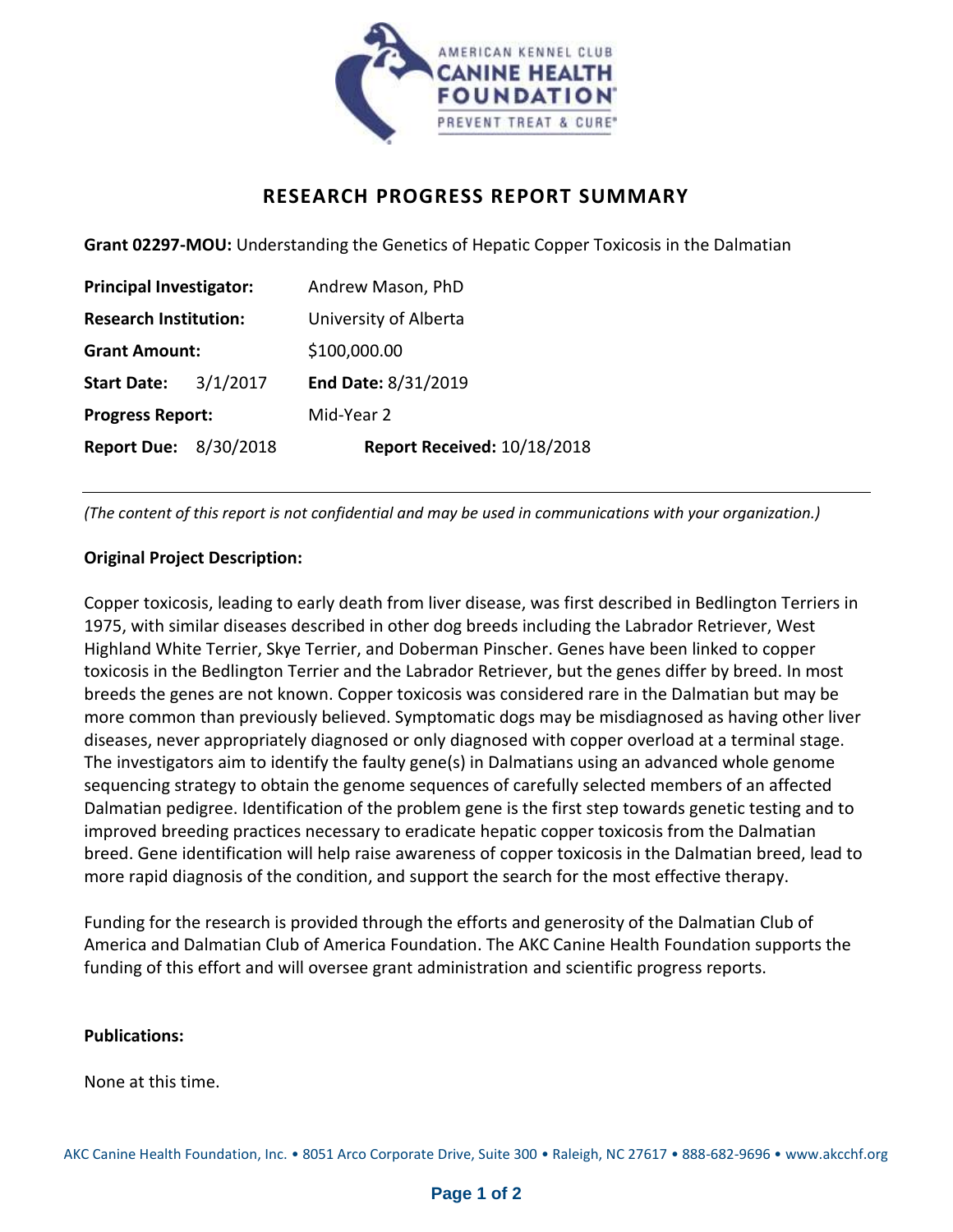# RESEARCH PROGRESS REPORT SUMMARY

**Grant 02297-MOU:** Understanding the Genetics of Hepatic Copper Toxicosis in the Dalmatian

**Principal Investigator:** Andrew Mason, PhD

**Research Institution:** University of Alberta

**Grant Amount:** $100,000.00

**Start Date:** 3/1/2017 **End Date:** 8/31/2019

**Progress Report:** Mid-Year 2

**Report Due:** 8/30/2018 **Report Received:** 10/18/2018

---

*(The content of this report is not confidential and may be used in communications with your organization.)*

**Original Project Description:**

Copper toxicosis, leading to early death from liver disease, was first described in Bedlington Terriers in 1975, with similar diseases described in other dog breeds including the Labrador Retriever, West Highland White Terrier, Skye Terrier, and Doberman Pinscher. Genes have been linked to copper toxicosis in the Bedlington Terrier and the Labrador Retriever, but the genes differ by breed. In most breeds the genes are not known. Copper toxicosis was considered rare in the Dalmatian but may be more common than previously believed. Symptomatic dogs may be misdiagnosed as having other liver diseases, never appropriately diagnosed or only diagnosed with copper overload at a terminal stage. The investigators aim to identify the faulty gene(s) in Dalmatians using an advanced whole genome sequencing strategy to obtain the genome sequences of carefully selected members of an affected Dalmatian pedigree. Identification of the problem gene is the first step towards genetic testing and to improved breeding practices necessary to eradicate hepatic copper toxicosis from the Dalmatian breed. Gene identification will help raise awareness of copper toxicosis in the Dalmatian breed, lead to more rapid diagnosis of the condition, and support the search for the most effective therapy.

Funding for the research is provided through the efforts and generosity of the Dalmatian Club of America and Dalmatian Club of America Foundation. The AKC Canine Health Foundation supports the funding of this effort and will oversee grant administration and scientific progress reports.

**Publications:**

None at this time.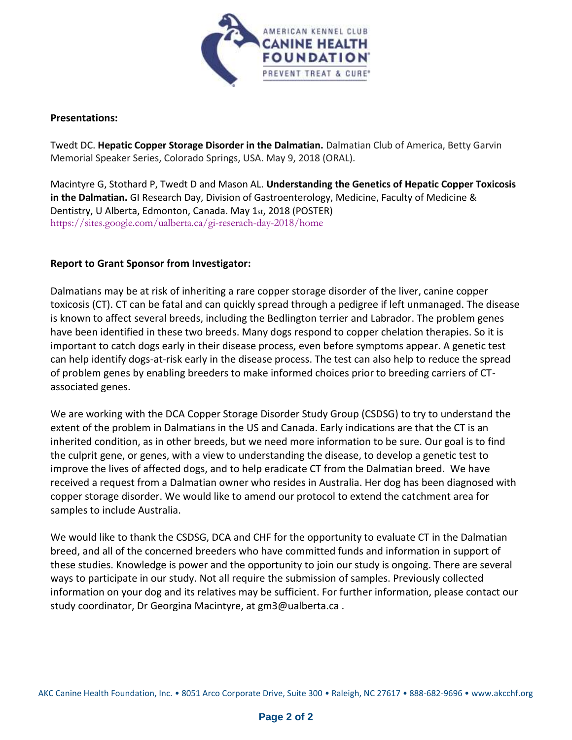**Presentations:**

Twedt DC. **Hepatic Copper Storage Disorder in the Dalmatian.** Dalmatian Club of America, Betty Garvin Memorial Speaker Series, Colorado Springs, USA. May 9, 2018 (ORAL).

Macintyre G, Stothard P, Twedt D and Mason AL. **Understanding the Genetics of Hepatic Copper Toxicosis in the Dalmatian.** GI Research Day, Division of Gastroenterology, Medicine, Faculty of Medicine & Dentistry, U Alberta, Edmonton, Canada. May 1st, 2018 (POSTER)
https://sites.google.com/ualberta.ca/gi-reserach-day-2018/home

**Report to Grant Sponsor from Investigator:**

Dalmatians may be at risk of inheriting a rare copper storage disorder of the liver, canine copper toxicosis (CT). CT can be fatal and can quickly spread through a pedigree if left unmanaged. The disease is known to affect several breeds, including the Bedlington terrier and Labrador. The problem genes have been identified in these two breeds. Many dogs respond to copper chelation therapies. So it is important to catch dogs early in their disease process, even before symptoms appear. A genetic test can help identify dogs-at-risk early in the disease process. The test can also help to reduce the spread of problem genes by enabling breeders to make informed choices prior to breeding carriers of CT-associated genes.

We are working with the DCA Copper Storage Disorder Study Group (CSDSG) to try to understand the extent of the problem in Dalmatians in the US and Canada. Early indications are that the CT is an inherited condition, as in other breeds, but we need more information to be sure. Our goal is to find the culprit gene, or genes, with a view to understanding the disease, to develop a genetic test to improve the lives of affected dogs, and to help eradicate CT from the Dalmatian breed. We have received a request from a Dalmatian owner who resides in Australia. Her dog has been diagnosed with copper storage disorder. We would like to amend our protocol to extend the catchment area for samples to include Australia.

We would like to thank the CSDSG, DCA and CHF for the opportunity to evaluate CT in the Dalmatian breed, and all of the concerned breeders who have committed funds and information in support of these studies. Knowledge is power and the opportunity to join our study is ongoing. There are several ways to participate in our study. Not all require the submission of samples. Previously collected information on your dog and its relatives may be sufficient. For further information, please contact our study coordinator, Dr Georgina Macintyre, at gm3@ualberta.ca .